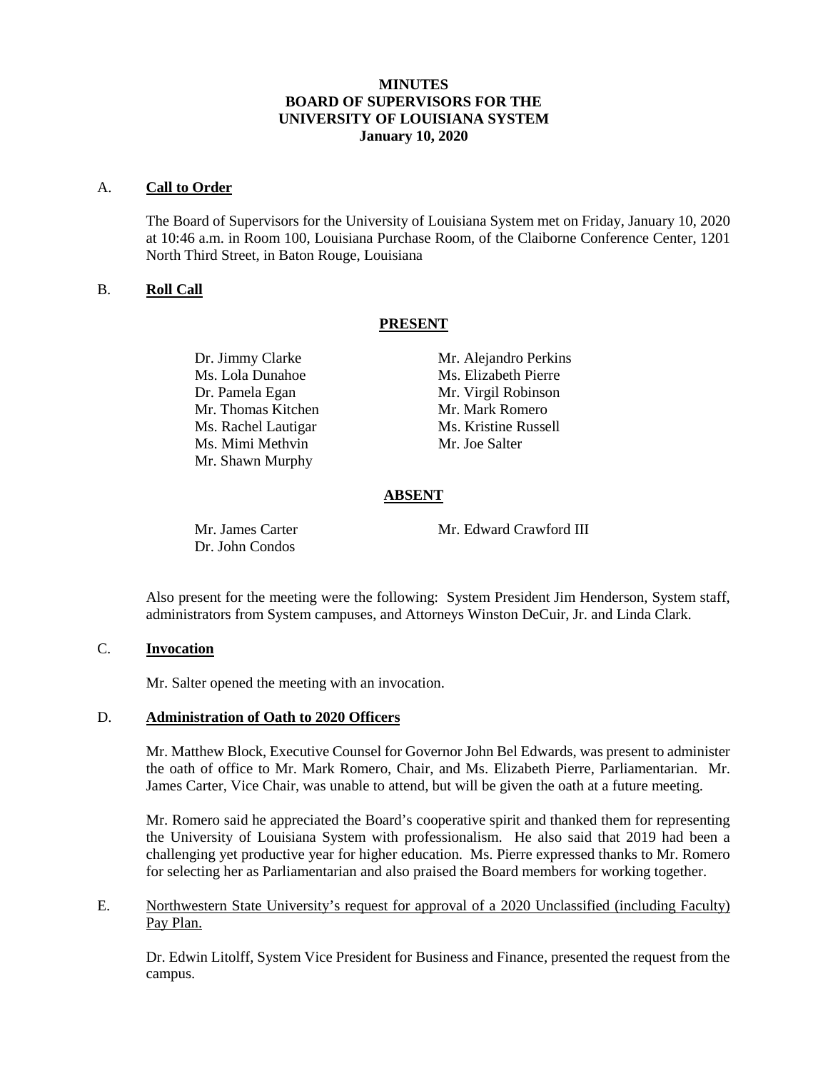# MINUTES
# BOARD OF SUPERVISORS FOR THE UNIVERSITY OF LOUISIANA SYSTEM
# January 10, 2020

A. **Call to Order**

The Board of Supervisors for the University of Louisiana System met on Friday, January 10, 2020 at 10:46 a.m. in Room 100, Louisiana Purchase Room, of the Claiborne Conference Center, 1201 North Third Street, in Baton Rouge, Louisiana

B. **Roll Call**

**PRESENT**

Dr. Jimmy Clarke
Ms. Lola Dunahoe
Dr. Pamela Egan
Mr. Thomas Kitchen
Ms. Rachel Lautigar
Ms. Mimi Methvin
Mr. Shawn Murphy
Mr. Alejandro Perkins
Ms. Elizabeth Pierre
Mr. Virgil Robinson
Mr. Mark Romero
Ms. Kristine Russell
Mr. Joe Salter

**ABSENT**

Mr. James Carter
Dr. John Condos
Mr. Edward Crawford III

Also present for the meeting were the following: System President Jim Henderson, System staff, administrators from System campuses, and Attorneys Winston DeCuir, Jr. and Linda Clark.

C. **Invocation**

Mr. Salter opened the meeting with an invocation.

D. **Administration of Oath to 2020 Officers**

Mr. Matthew Block, Executive Counsel for Governor John Bel Edwards, was present to administer the oath of office to Mr. Mark Romero, Chair, and Ms. Elizabeth Pierre, Parliamentarian. Mr. James Carter, Vice Chair, was unable to attend, but will be given the oath at a future meeting.

Mr. Romero said he appreciated the Board's cooperative spirit and thanked them for representing the University of Louisiana System with professionalism. He also said that 2019 had been a challenging yet productive year for higher education. Ms. Pierre expressed thanks to Mr. Romero for selecting her as Parliamentarian and also praised the Board members for working together.

E. Northwestern State University's request for approval of a 2020 Unclassified (including Faculty) Pay Plan.

Dr. Edwin Litolff, System Vice President for Business and Finance, presented the request from the campus.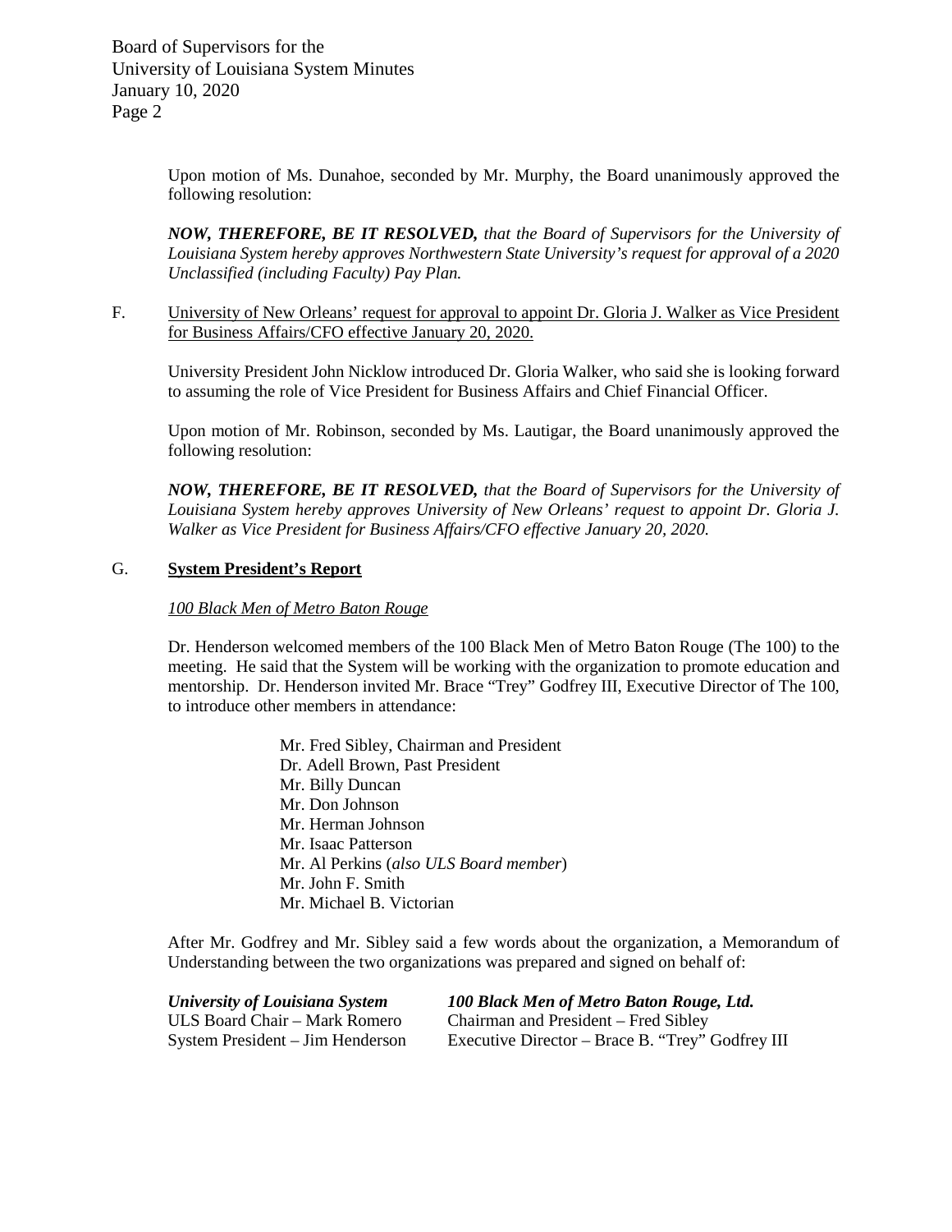Upon motion of Ms. Dunahoe, seconded by Mr. Murphy, the Board unanimously approved the following resolution:

***NOW, THEREFORE, BE IT RESOLVED,*** *that the Board of Supervisors for the University of Louisiana System hereby approves Northwestern State University's request for approval of a 2020 Unclassified (including Faculty) Pay Plan.*

F. University of New Orleans' request for approval to appoint Dr. Gloria J. Walker as Vice President for Business Affairs/CFO effective January 20, 2020.

University President John Nicklow introduced Dr. Gloria Walker, who said she is looking forward to assuming the role of Vice President for Business Affairs and Chief Financial Officer.

Upon motion of Mr. Robinson, seconded by Ms. Lautigar, the Board unanimously approved the following resolution:

***NOW, THEREFORE, BE IT RESOLVED,*** *that the Board of Supervisors for the University of Louisiana System hereby approves University of New Orleans' request to appoint Dr. Gloria J. Walker as Vice President for Business Affairs/CFO effective January 20, 2020.*

G. **System President's Report**

*100 Black Men of Metro Baton Rouge*

Dr. Henderson welcomed members of the 100 Black Men of Metro Baton Rouge (The 100) to the meeting. He said that the System will be working with the organization to promote education and mentorship. Dr. Henderson invited Mr. Brace "Trey" Godfrey III, Executive Director of The 100, to introduce other members in attendance:

Mr. Fred Sibley, Chairman and President
Dr. Adell Brown, Past President
Mr. Billy Duncan
Mr. Don Johnson
Mr. Herman Johnson
Mr. Isaac Patterson
Mr. Al Perkins (*also ULS Board member*)
Mr. John F. Smith
Mr. Michael B. Victorian

After Mr. Godfrey and Mr. Sibley said a few words about the organization, a Memorandum of Understanding between the two organizations was prepared and signed on behalf of:

| ***University of Louisiana System*** | ***100 Black Men of Metro Baton Rouge, Ltd.*** |
|---|---|
| ULS Board Chair – Mark Romero | Chairman and President – Fred Sibley |
| System President – Jim Henderson | Executive Director – Brace B. "Trey" Godfrey III |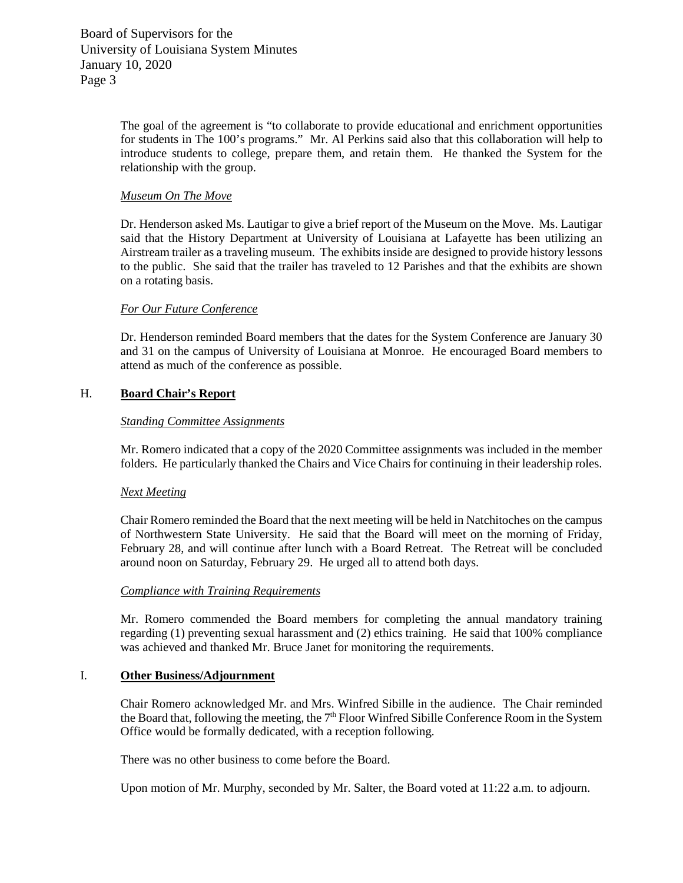The goal of the agreement is "to collaborate to provide educational and enrichment opportunities for students in The 100's programs." Mr. Al Perkins said also that this collaboration will help to introduce students to college, prepare them, and retain them. He thanked the System for the relationship with the group.

*Museum On The Move*

Dr. Henderson asked Ms. Lautigar to give a brief report of the Museum on the Move. Ms. Lautigar said that the History Department at University of Louisiana at Lafayette has been utilizing an Airstream trailer as a traveling museum. The exhibits inside are designed to provide history lessons to the public. She said that the trailer has traveled to 12 Parishes and that the exhibits are shown on a rotating basis.

*For Our Future Conference*

Dr. Henderson reminded Board members that the dates for the System Conference are January 30 and 31 on the campus of University of Louisiana at Monroe. He encouraged Board members to attend as much of the conference as possible.

## H. **Board Chair's Report**

*Standing Committee Assignments*

Mr. Romero indicated that a copy of the 2020 Committee assignments was included in the member folders. He particularly thanked the Chairs and Vice Chairs for continuing in their leadership roles.

*Next Meeting*

Chair Romero reminded the Board that the next meeting will be held in Natchitoches on the campus of Northwestern State University. He said that the Board will meet on the morning of Friday, February 28, and will continue after lunch with a Board Retreat. The Retreat will be concluded around noon on Saturday, February 29. He urged all to attend both days.

*Compliance with Training Requirements*

Mr. Romero commended the Board members for completing the annual mandatory training regarding (1) preventing sexual harassment and (2) ethics training. He said that 100% compliance was achieved and thanked Mr. Bruce Janet for monitoring the requirements.

## I. **Other Business/Adjournment**

Chair Romero acknowledged Mr. and Mrs. Winfred Sibille in the audience. The Chair reminded the Board that, following the meeting, the 7th Floor Winfred Sibille Conference Room in the System Office would be formally dedicated, with a reception following.

There was no other business to come before the Board.

Upon motion of Mr. Murphy, seconded by Mr. Salter, the Board voted at 11:22 a.m. to adjourn.